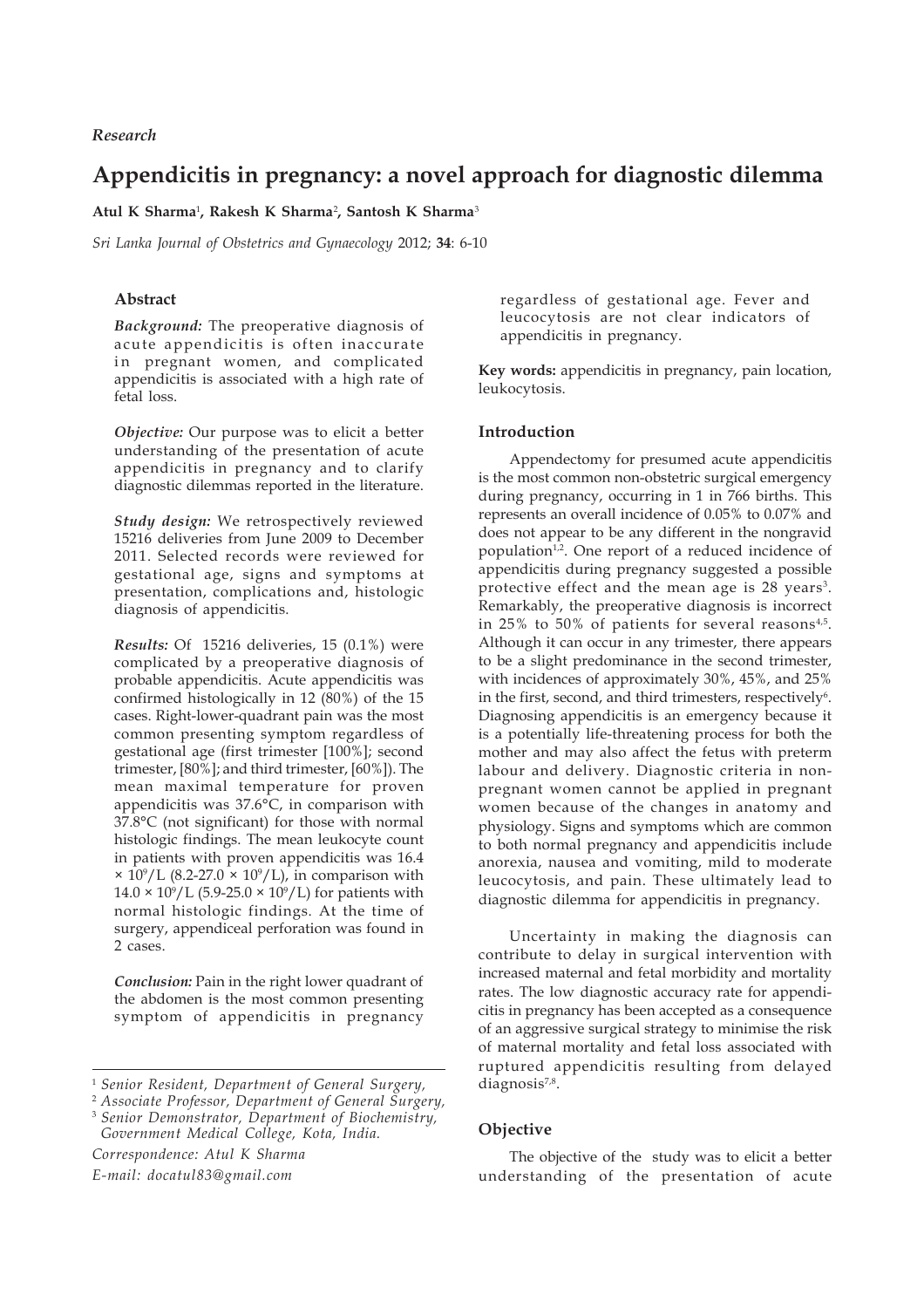*Research*

# Appendicitis in pregnancy: a novel approach for diagnostic dilemma

**Atul K Sharma**[1], **Rakesh K Sharma**[2], **Santosh K Sharma**[3]

*Sri Lanka Journal of Obstetrics and Gynaecology* 2012; **34**: 6-10

## Abstract

***Background:*** The preoperative diagnosis of acute appendicitis is often inaccurate in pregnant women, and complicated appendicitis is associated with a high rate of fetal loss.

***Objective:*** Our purpose was to elicit a better understanding of the presentation of acute appendicitis in pregnancy and to clarify diagnostic dilemmas reported in the literature.

***Study design:*** We retrospectively reviewed 15216 deliveries from June 2009 to December 2011. Selected records were reviewed for gestational age, signs and symptoms at presentation, complications and, histologic diagnosis of appendicitis.

***Results:*** Of 15216 deliveries, 15 (0.1%) were complicated by a preoperative diagnosis of probable appendicitis. Acute appendicitis was confirmed histologically in 12 (80%) of the 15 cases. Right-lower-quadrant pain was the most common presenting symptom regardless of gestational age (first trimester [100%]; second trimester, [80%]; and third trimester, [60%]). The mean maximal temperature for proven appendicitis was 37.6°C, in comparison with 37.8°C (not significant) for those with normal histologic findings. The mean leukocyte count in patients with proven appendicitis was $16.4 \times 10^9$/L ($8.2$-$27.0 \times 10^9$/L), in comparison with $14.0 \times 10^9$/L ($5.9$-$25.0 \times 10^9$/L) for patients with normal histologic findings. At the time of surgery, appendiceal perforation was found in 2 cases.

***Conclusion:*** Pain in the right lower quadrant of the abdomen is the most common presenting symptom of appendicitis in pregnancy regardless of gestational age. Fever and leucocytosis are not clear indicators of appendicitis in pregnancy.

**Key words:** appendicitis in pregnancy, pain location, leukocytosis.

## Introduction

Appendectomy for presumed acute appendicitis is the most common non-obstetric surgical emergency during pregnancy, occurring in 1 in 766 births. This represents an overall incidence of 0.05% to 0.07% and does not appear to be any different in the nongravid population[1,2]. One report of a reduced incidence of appendicitis during pregnancy suggested a possible protective effect and the mean age is 28 years[3]. Remarkably, the preoperative diagnosis is incorrect in 25% to 50% of patients for several reasons[4,5]. Although it can occur in any trimester, there appears to be a slight predominance in the second trimester, with incidences of approximately 30%, 45%, and 25% in the first, second, and third trimesters, respectively[6]. Diagnosing appendicitis is an emergency because it is a potentially life-threatening process for both the mother and may also affect the fetus with preterm labour and delivery. Diagnostic criteria in non-pregnant women cannot be applied in pregnant women because of the changes in anatomy and physiology. Signs and symptoms which are common to both normal pregnancy and appendicitis include anorexia, nausea and vomiting, mild to moderate leucocytosis, and pain. These ultimately lead to diagnostic dilemma for appendicitis in pregnancy.

Uncertainty in making the diagnosis can contribute to delay in surgical intervention with increased maternal and fetal morbidity and mortality rates. The low diagnostic accuracy rate for appendicitis in pregnancy has been accepted as a consequence of an aggressive surgical strategy to minimise the risk of maternal mortality and fetal loss associated with ruptured appendicitis resulting from delayed diagnosis[7,8].

## Objective

The objective of the study was to elicit a better understanding of the presentation of acute

---

[1] *Senior Resident, Department of General Surgery,*
[2] *Associate Professor, Department of General Surgery,*
[3] *Senior Demonstrator, Department of Biochemistry, Government Medical College, Kota, India.*

*Correspondence: Atul K Sharma*
*E-mail: docatul83@gmail.com*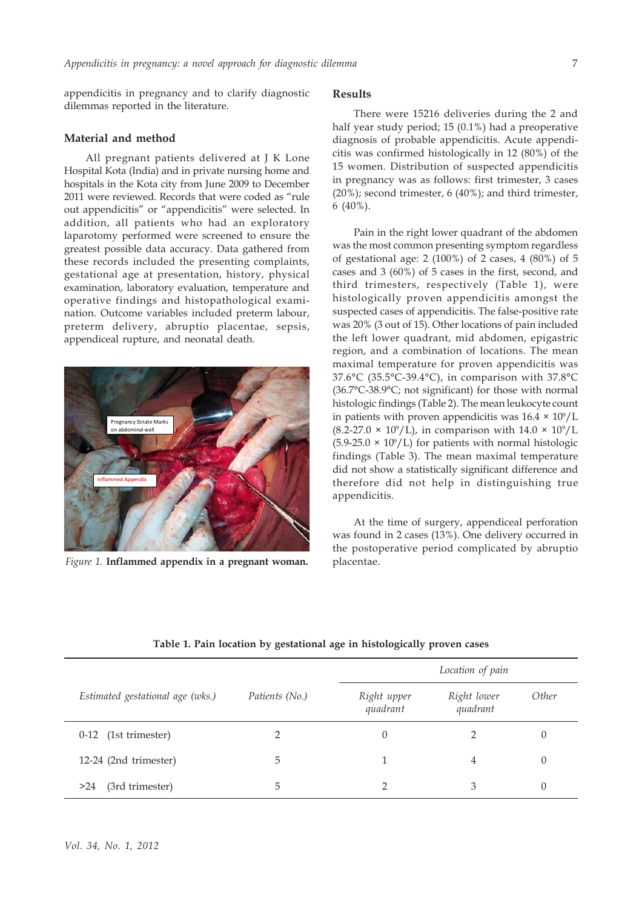appendicitis in pregnancy and to clarify diagnostic dilemmas reported in the literature.

## Material and method

All pregnant patients delivered at J K Lone Hospital Kota (India) and in private nursing home and hospitals in the Kota city from June 2009 to December 2011 were reviewed. Records that were coded as "rule out appendicitis" or "appendicitis" were selected. In addition, all patients who had an exploratory laparotomy performed were screened to ensure the greatest possible data accuracy. Data gathered from these records included the presenting complaints, gestational age at presentation, history, physical examination, laboratory evaluation, temperature and operative findings and histopathological examination. Outcome variables included preterm labour, preterm delivery, abruptio placentae, sepsis, appendiceal rupture, and neonatal death.

*Figure 1.* **Inflammed appendix in a pregnant woman.**

## Results

There were 15216 deliveries during the 2 and half year study period; 15 (0.1%) had a preoperative diagnosis of probable appendicitis. Acute appendicitis was confirmed histologically in 12 (80%) of the 15 women. Distribution of suspected appendicitis in pregnancy was as follows: first trimester, 3 cases (20%); second trimester, 6 (40%); and third trimester, 6 (40%).

Pain in the right lower quadrant of the abdomen was the most common presenting symptom regardless of gestational age: 2 (100%) of 2 cases, 4 (80%) of 5 cases and 3 (60%) of 5 cases in the first, second, and third trimesters, respectively (Table 1), were histologically proven appendicitis amongst the suspected cases of appendicitis. The false-positive rate was 20% (3 out of 15). Other locations of pain included the left lower quadrant, mid abdomen, epigastric region, and a combination of locations. The mean maximal temperature for proven appendicitis was 37.6°C (35.5°C-39.4°C), in comparison with 37.8°C (36.7°C-38.9°C; not significant) for those with normal histologic findings (Table 2). The mean leukocyte count in patients with proven appendicitis was $16.4 \times 10^9$/L ($8.2$-$27.0 \times 10^9$/L), in comparison with $14.0 \times 10^9$/L ($5.9$-$25.0 \times 10^9$/L) for patients with normal histologic findings (Table 3). The mean maximal temperature did not show a statistically significant difference and therefore did not help in distinguishing true appendicitis.

At the time of surgery, appendiceal perforation was found in 2 cases (13%). One delivery occurred in the postoperative period complicated by abruptio placentae.

**Table 1. Pain location by gestational age in histologically proven cases**

| *Estimated gestational age (wks.)* | *Patients (No.)* | *Location of pain* | | |
|---|---|---|---|---|
| | | *Right upper quadrant* | *Right lower quadrant* | *Other* |
| 0-12 (1st trimester) | 2 | 0 | 2 | 0 |
| 12-24 (2nd trimester) | 5 | 1 | 4 | 0 |
| >24 (3rd trimester) | 5 | 2 | 3 | 0 |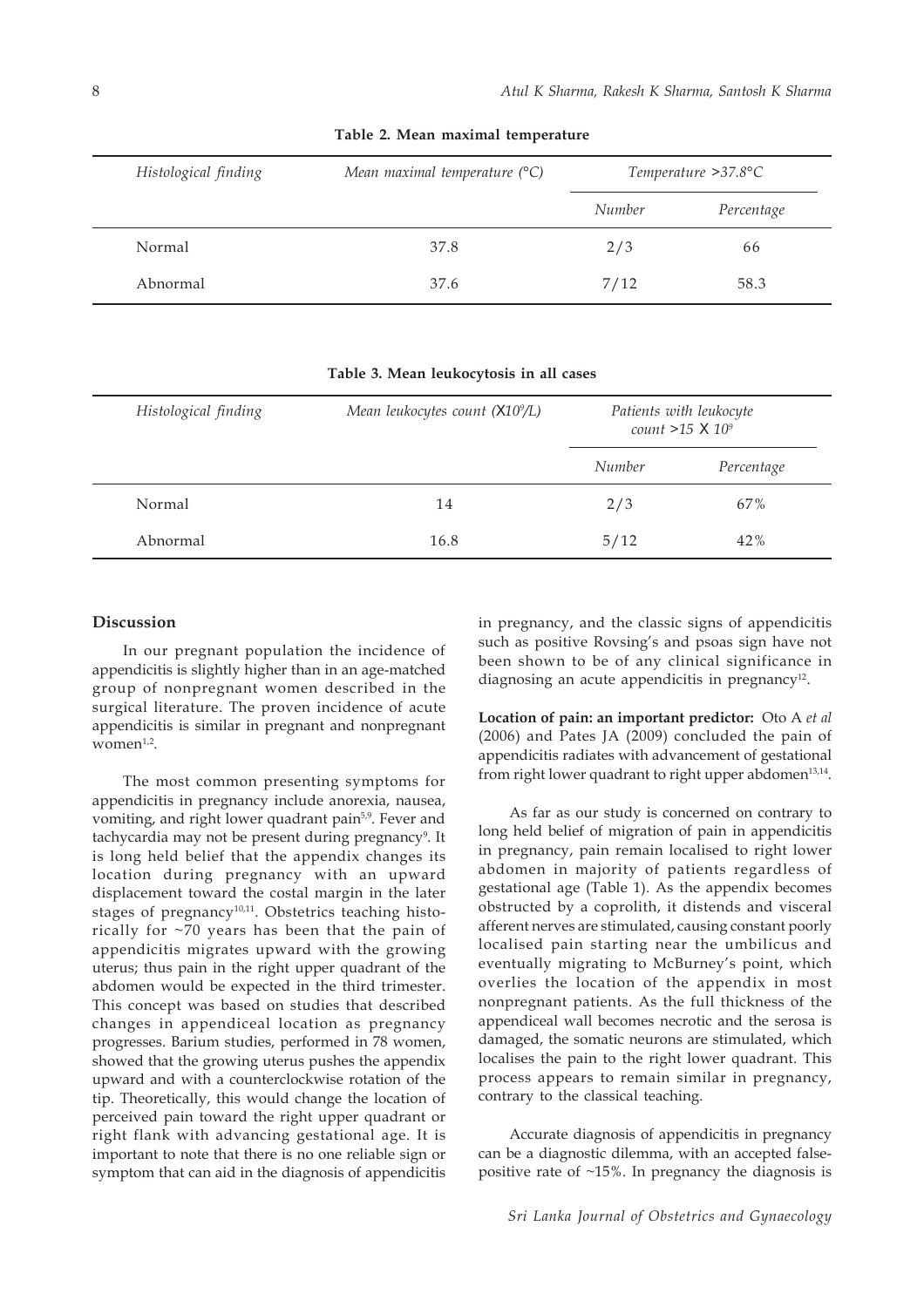**Table 2. Mean maximal temperature**

| *Histological finding* | *Mean maximal temperature (°C)* | *Temperature >37.8°C* | |
|---|---|---|---|
| | | *Number* | *Percentage* |
| Normal | 37.8 | 2/3 | 66 |
| Abnormal | 37.6 | 7/12 | 58.3 |

**Table 3. Mean leukocytosis in all cases**

| *Histological finding* | *Mean leukocytes count ($X10^9/L$)* | *Patients with leukocyte count >15 X $10^9$* | |
|---|---|---|---|
| | | *Number* | *Percentage* |
| Normal | 14 | 2/3 | 67% |
| Abnormal | 16.8 | 5/12 | 42% |

## Discussion

In our pregnant population the incidence of appendicitis is slightly higher than in an age-matched group of nonpregnant women described in the surgical literature. The proven incidence of acute appendicitis is similar in pregnant and nonpregnant women[1,2].

The most common presenting symptoms for appendicitis in pregnancy include anorexia, nausea, vomiting, and right lower quadrant pain[5,9]. Fever and tachycardia may not be present during pregnancy[9]. It is long held belief that the appendix changes its location during pregnancy with an upward displacement toward the costal margin in the later stages of pregnancy[10,11]. Obstetrics teaching historically for ~70 years has been that the pain of appendicitis migrates upward with the growing uterus; thus pain in the right upper quadrant of the abdomen would be expected in the third trimester. This concept was based on studies that described changes in appendiceal location as pregnancy progresses. Barium studies, performed in 78 women, showed that the growing uterus pushes the appendix upward and with a counterclockwise rotation of the tip. Theoretically, this would change the location of perceived pain toward the right upper quadrant or right flank with advancing gestational age. It is important to note that there is no one reliable sign or symptom that can aid in the diagnosis of appendicitis in pregnancy, and the classic signs of appendicitis such as positive Rovsing's and psoas sign have not been shown to be of any clinical significance in diagnosing an acute appendicitis in pregnancy[12].

**Location of pain: an important predictor:** Oto A *et al* (2006) and Pates JA (2009) concluded the pain of appendicitis radiates with advancement of gestational from right lower quadrant to right upper abdomen[13,14].

As far as our study is concerned on contrary to long held belief of migration of pain in appendicitis in pregnancy, pain remain localised to right lower abdomen in majority of patients regardless of gestational age (Table 1). As the appendix becomes obstructed by a coprolith, it distends and visceral afferent nerves are stimulated, causing constant poorly localised pain starting near the umbilicus and eventually migrating to McBurney's point, which overlies the location of the appendix in most nonpregnant patients. As the full thickness of the appendiceal wall becomes necrotic and the serosa is damaged, the somatic neurons are stimulated, which localises the pain to the right lower quadrant. This process appears to remain similar in pregnancy, contrary to the classical teaching.

Accurate diagnosis of appendicitis in pregnancy can be a diagnostic dilemma, with an accepted false-positive rate of ~15%. In pregnancy the diagnosis is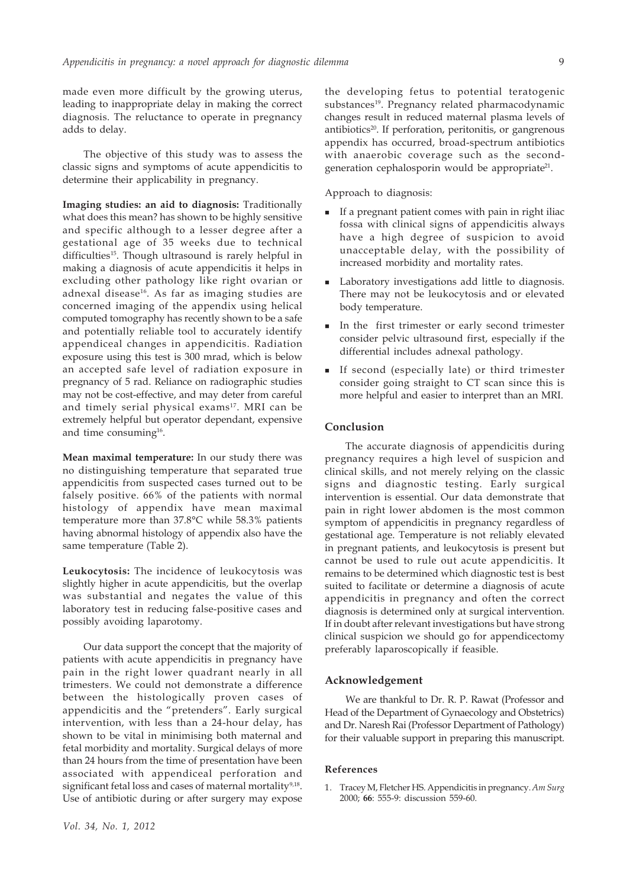made even more difficult by the growing uterus, leading to inappropriate delay in making the correct diagnosis. The reluctance to operate in pregnancy adds to delay.

The objective of this study was to assess the classic signs and symptoms of acute appendicitis to determine their applicability in pregnancy.

**Imaging studies: an aid to diagnosis:** Traditionally what does this mean? has shown to be highly sensitive and specific although to a lesser degree after a gestational age of 35 weeks due to technical difficulties[15]. Though ultrasound is rarely helpful in making a diagnosis of acute appendicitis it helps in excluding other pathology like right ovarian or adnexal disease[16]. As far as imaging studies are concerned imaging of the appendix using helical computed tomography has recently shown to be a safe and potentially reliable tool to accurately identify appendiceal changes in appendicitis. Radiation exposure using this test is 300 mrad, which is below an accepted safe level of radiation exposure in pregnancy of 5 rad. Reliance on radiographic studies may not be cost-effective, and may deter from careful and timely serial physical exams[17]. MRI can be extremely helpful but operator dependant, expensive and time consuming[16].

**Mean maximal temperature:** In our study there was no distinguishing temperature that separated true appendicitis from suspected cases turned out to be falsely positive. 66% of the patients with normal histology of appendix have mean maximal temperature more than 37.8°C while 58.3% patients having abnormal histology of appendix also have the same temperature (Table 2).

**Leukocytosis:** The incidence of leukocytosis was slightly higher in acute appendicitis, but the overlap was substantial and negates the value of this laboratory test in reducing false-positive cases and possibly avoiding laparotomy.

Our data support the concept that the majority of patients with acute appendicitis in pregnancy have pain in the right lower quadrant nearly in all trimesters. We could not demonstrate a difference between the histologically proven cases of appendicitis and the "pretenders". Early surgical intervention, with less than a 24-hour delay, has shown to be vital in minimising both maternal and fetal morbidity and mortality. Surgical delays of more than 24 hours from the time of presentation have been associated with appendiceal perforation and significant fetal loss and cases of maternal mortality[9,18]. Use of antibiotic during or after surgery may expose the developing fetus to potential teratogenic substances[19]. Pregnancy related pharmacodynamic changes result in reduced maternal plasma levels of antibiotics[20]. If perforation, peritonitis, or gangrenous appendix has occurred, broad-spectrum antibiotics with anaerobic coverage such as the second-generation cephalosporin would be appropriate[21].

Approach to diagnosis:

- If a pregnant patient comes with pain in right iliac fossa with clinical signs of appendicitis always have a high degree of suspicion to avoid unacceptable delay, with the possibility of increased morbidity and mortality rates.
- Laboratory investigations add little to diagnosis. There may not be leukocytosis and or elevated body temperature.
- In the first trimester or early second trimester consider pelvic ultrasound first, especially if the differential includes adnexal pathology.
- If second (especially late) or third trimester consider going straight to CT scan since this is more helpful and easier to interpret than an MRI.

## Conclusion

The accurate diagnosis of appendicitis during pregnancy requires a high level of suspicion and clinical skills, and not merely relying on the classic signs and diagnostic testing. Early surgical intervention is essential. Our data demonstrate that pain in right lower abdomen is the most common symptom of appendicitis in pregnancy regardless of gestational age. Temperature is not reliably elevated in pregnant patients, and leukocytosis is present but cannot be used to rule out acute appendicitis. It remains to be determined which diagnostic test is best suited to facilitate or determine a diagnosis of acute appendicitis in pregnancy and often the correct diagnosis is determined only at surgical intervention. If in doubt after relevant investigations but have strong clinical suspicion we should go for appendicectomy preferably laparoscopically if feasible.

## Acknowledgement

We are thankful to Dr. R. P. Rawat (Professor and Head of the Department of Gynaecology and Obstetrics) and Dr. Naresh Rai (Professor Department of Pathology) for their valuable support in preparing this manuscript.

## References

1. Tracey M, Fletcher HS. Appendicitis in pregnancy. *Am Surg* 2000; **66**: 555-9: discussion 559-60.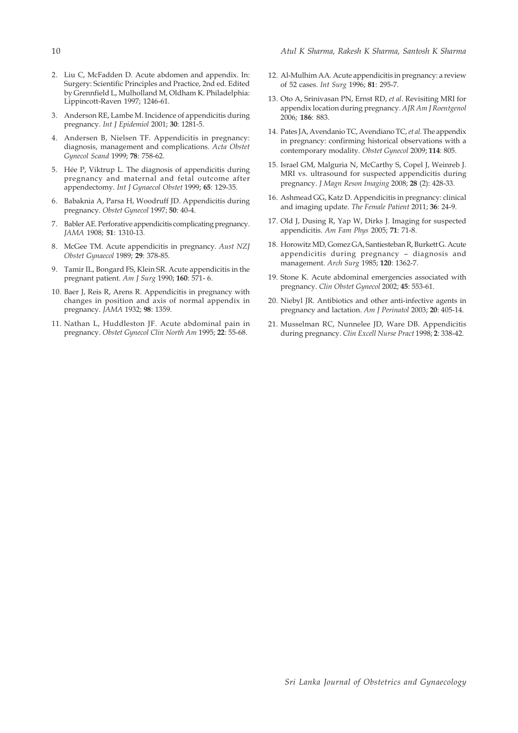2. Liu C, McFadden D. Acute abdomen and appendix. In: Surgery: Scientific Principles and Practice, 2nd ed. Edited by Grennfield L, Mulholland M, Oldham K. Philadelphia: Lippincott-Raven 1997; 1246-61.
3. Anderson RE, Lambe M. Incidence of appendicitis during pregnancy. *Int J Epidemiol* 2001; **30**: 1281-5.
4. Andersen B, Nielsen TF. Appendicitis in pregnancy: diagnosis, management and complications. *Acta Obstet Gynecol Scand* 1999; **78**: 758-62.
5. Hée P, Viktrup L. The diagnosis of appendicitis during pregnancy and maternal and fetal outcome after appendectomy. *Int J Gynaecol Obstet* 1999; **65**: 129-35.
6. Babaknia A, Parsa H, Woodruff JD. Appendicitis during pregnancy. *Obstet Gynecol* 1997; **50**: 40-4.
7. Babler AE. Perforative appendicitis complicating pregnancy. *JAMA* 1908; **51**: 1310-13.
8. McGee TM. Acute appendicitis in pregnancy. *Aust NZJ Obstet Gynaecol* 1989; **29**: 378-85.
9. Tamir IL, Bongard FS, Klein SR. Acute appendicitis in the pregnant patient. *Am J Surg* 1990; **160**: 571- 6.
10. Baer J, Reis R, Arens R. Appendicitis in pregnancy with changes in position and axis of normal appendix in pregnancy. *JAMA* 1932; **98**: 1359.
11. Nathan L, Huddleston JF. Acute abdominal pain in pregnancy. *Obstet Gynecol Clin North Am* 1995; **22**: 55-68.
12. Al-Mulhim AA. Acute appendicitis in pregnancy: a review of 52 cases. *Int Surg* 1996; **81**: 295-7.
13. Oto A, Srinivasan PN, Ernst RD, *et al*. Revisiting MRI for appendix location during pregnancy. *AJR Am J Roentgenol* 2006; **186**: 883.
14. Pates JA, Avendanio TC, Avendiano TC, *et al*. The appendix in pregnancy: confirming historical observations with a contemporary modality. *Obstet Gynecol* 2009; **114**: 805.
15. Israel GM, Malguria N, McCarthy S, Copel J, Weinreb J. MRI vs. ultrasound for suspected appendicitis during pregnancy. *J Magn Reson Imaging* 2008; **28** (2): 428-33.
16. Ashmead GG, Katz D. Appendicitis in pregnancy: clinical and imaging update. *The Female Patient* 2011; **36**: 24-9.
17. Old J, Dusing R, Yap W, Dirks J. Imaging for suspected appendicitis. *Am Fam Phys* 2005; **71**: 71-8.
18. Horowitz MD, Gomez GA, Santiesteban R, Burkett G. Acute appendicitis during pregnancy – diagnosis and management. *Arch Surg* 1985; **120**: 1362-7.
19. Stone K. Acute abdominal emergencies associated with pregnancy. *Clin Obstet Gynecol* 2002; **45**: 553-61.
20. Niebyl JR. Antibiotics and other anti-infective agents in pregnancy and lactation. *Am J Perinatol* 2003; **20**: 405-14.
21. Musselman RC, Nunnelee JD, Ware DB. Appendicitis during pregnancy. *Clin Excell Nurse Pract* 1998; **2**: 338-42.